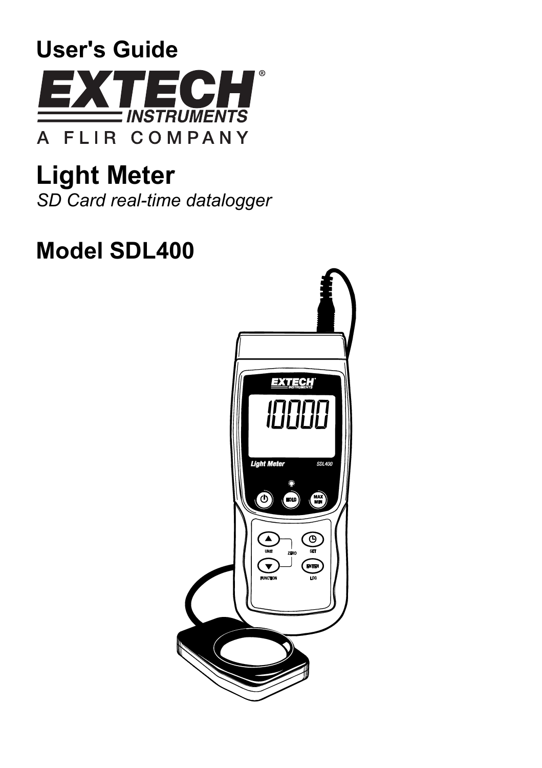# User's Guide

**EXTECH INSTRUMENTS**

A FLIR COMPANY

# Light Meter

*SD Card real-time datalogger*

## Model SDL400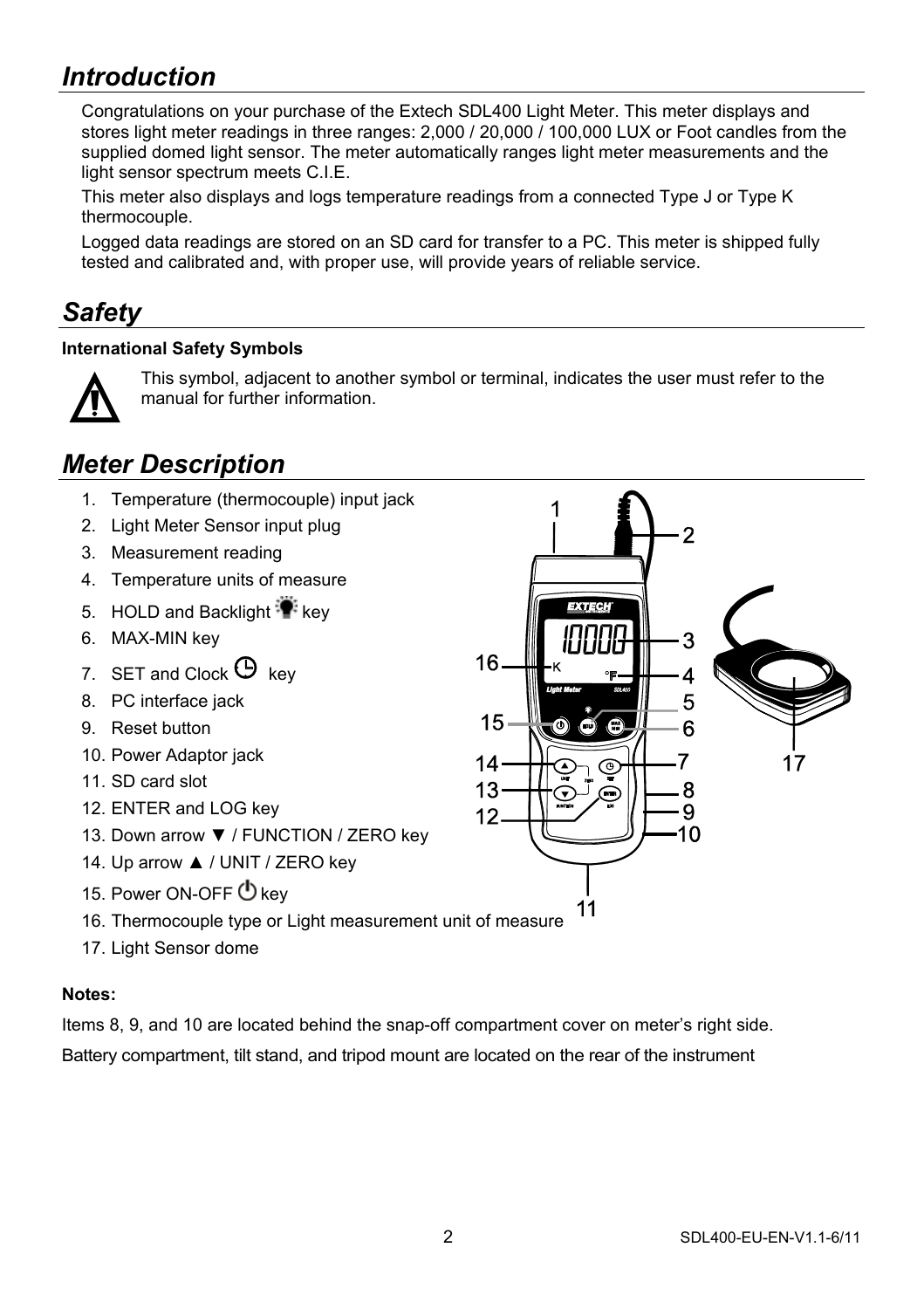## *Introduction*

Congratulations on your purchase of the Extech SDL400 Light Meter. This meter displays and stores light meter readings in three ranges: 2,000 / 20,000 / 100,000 LUX or Foot candles from the supplied domed light sensor. The meter automatically ranges light meter measurements and the light sensor spectrum meets C.I.E.

This meter also displays and logs temperature readings from a connected Type J or Type K thermocouple.

Logged data readings are stored on an SD card for transfer to a PC. This meter is shipped fully tested and calibrated and, with proper use, will provide years of reliable service.

## *Safety*

**International Safety Symbols**

This symbol, adjacent to another symbol or terminal, indicates the user must refer to the manual for further information.

## *Meter Description*

1. Temperature (thermocouple) input jack
2. Light Meter Sensor input plug
3. Measurement reading
4. Temperature units of measure
5. HOLD and Backlight key
6. MAX-MIN key
7. SET and Clock key
8. PC interface jack
9. Reset button
10. Power Adaptor jack
11. SD card slot
12. ENTER and LOG key
13. Down arrow ▼ / FUNCTION / ZERO key
14. Up arrow ▲ / UNIT / ZERO key
15. Power ON-OFF key
16. Thermocouple type or Light measurement unit of measure
17. Light Sensor dome

**Notes:**

Items 8, 9, and 10 are located behind the snap-off compartment cover on meter's right side.

Battery compartment, tilt stand, and tripod mount are located on the rear of the instrument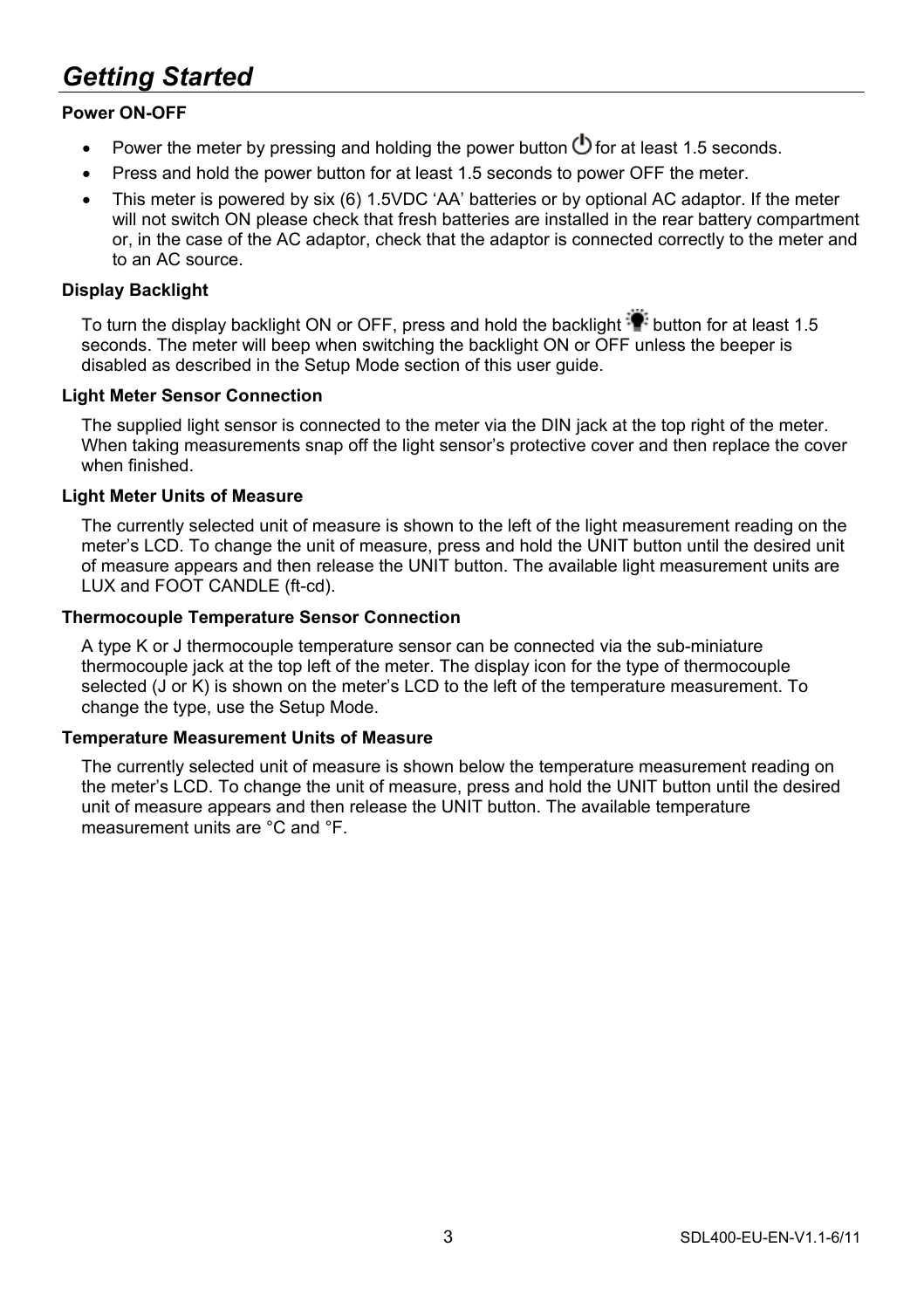## *Getting Started*

**Power ON-OFF**

- Power the meter by pressing and holding the power button ⏻ for at least 1.5 seconds.
- Press and hold the power button for at least 1.5 seconds to power OFF the meter.
- This meter is powered by six (6) 1.5VDC 'AA' batteries or by optional AC adaptor. If the meter will not switch ON please check that fresh batteries are installed in the rear battery compartment or, in the case of the AC adaptor, check that the adaptor is connected correctly to the meter and to an AC source.

**Display Backlight**

To turn the display backlight ON or OFF, press and hold the backlight button for at least 1.5 seconds. The meter will beep when switching the backlight ON or OFF unless the beeper is disabled as described in the Setup Mode section of this user guide.

**Light Meter Sensor Connection**

The supplied light sensor is connected to the meter via the DIN jack at the top right of the meter. When taking measurements snap off the light sensor's protective cover and then replace the cover when finished.

**Light Meter Units of Measure**

The currently selected unit of measure is shown to the left of the light measurement reading on the meter's LCD. To change the unit of measure, press and hold the UNIT button until the desired unit of measure appears and then release the UNIT button. The available light measurement units are LUX and FOOT CANDLE (ft-cd).

**Thermocouple Temperature Sensor Connection**

A type K or J thermocouple temperature sensor can be connected via the sub-miniature thermocouple jack at the top left of the meter. The display icon for the type of thermocouple selected (J or K) is shown on the meter's LCD to the left of the temperature measurement. To change the type, use the Setup Mode.

**Temperature Measurement Units of Measure**

The currently selected unit of measure is shown below the temperature measurement reading on the meter's LCD. To change the unit of measure, press and hold the UNIT button until the desired unit of measure appears and then release the UNIT button. The available temperature measurement units are °C and °F.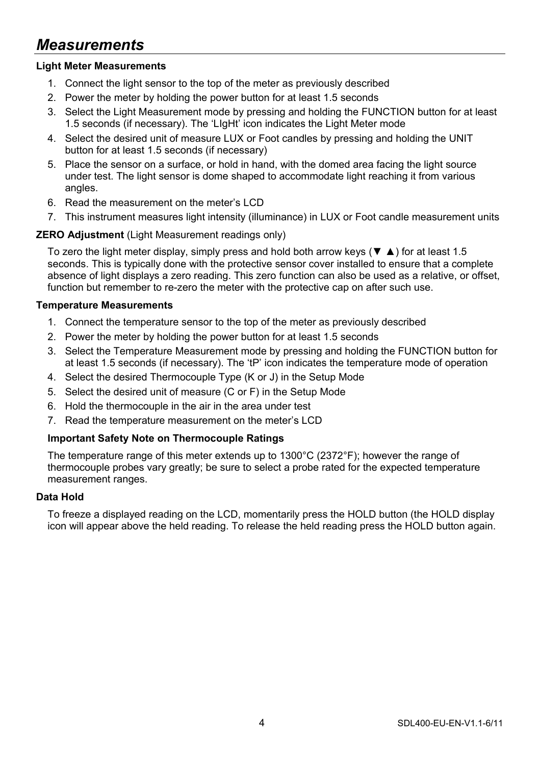# *Measurements*

**Light Meter Measurements**

1. Connect the light sensor to the top of the meter as previously described
2. Power the meter by holding the power button for at least 1.5 seconds
3. Select the Light Measurement mode by pressing and holding the FUNCTION button for at least 1.5 seconds (if necessary). The 'LIgHt' icon indicates the Light Meter mode
4. Select the desired unit of measure LUX or Foot candles by pressing and holding the UNIT button for at least 1.5 seconds (if necessary)
5. Place the sensor on a surface, or hold in hand, with the domed area facing the light source under test. The light sensor is dome shaped to accommodate light reaching it from various angles.
6. Read the measurement on the meter's LCD
7. This instrument measures light intensity (illuminance) in LUX or Foot candle measurement units

**ZERO Adjustment** (Light Measurement readings only)

To zero the light meter display, simply press and hold both arrow keys (▼ ▲) for at least 1.5 seconds. This is typically done with the protective sensor cover installed to ensure that a complete absence of light displays a zero reading. This zero function can also be used as a relative, or offset, function but remember to re-zero the meter with the protective cap on after such use.

**Temperature Measurements**

1. Connect the temperature sensor to the top of the meter as previously described
2. Power the meter by holding the power button for at least 1.5 seconds
3. Select the Temperature Measurement mode by pressing and holding the FUNCTION button for at least 1.5 seconds (if necessary). The 'tP' icon indicates the temperature mode of operation
4. Select the desired Thermocouple Type (K or J) in the Setup Mode
5. Select the desired unit of measure (C or F) in the Setup Mode
6. Hold the thermocouple in the air in the area under test
7. Read the temperature measurement on the meter's LCD

**Important Safety Note on Thermocouple Ratings**

The temperature range of this meter extends up to 1300°C (2372°F); however the range of thermocouple probes vary greatly; be sure to select a probe rated for the expected temperature measurement ranges.

**Data Hold**

To freeze a displayed reading on the LCD, momentarily press the HOLD button (the HOLD display icon will appear above the held reading. To release the held reading press the HOLD button again.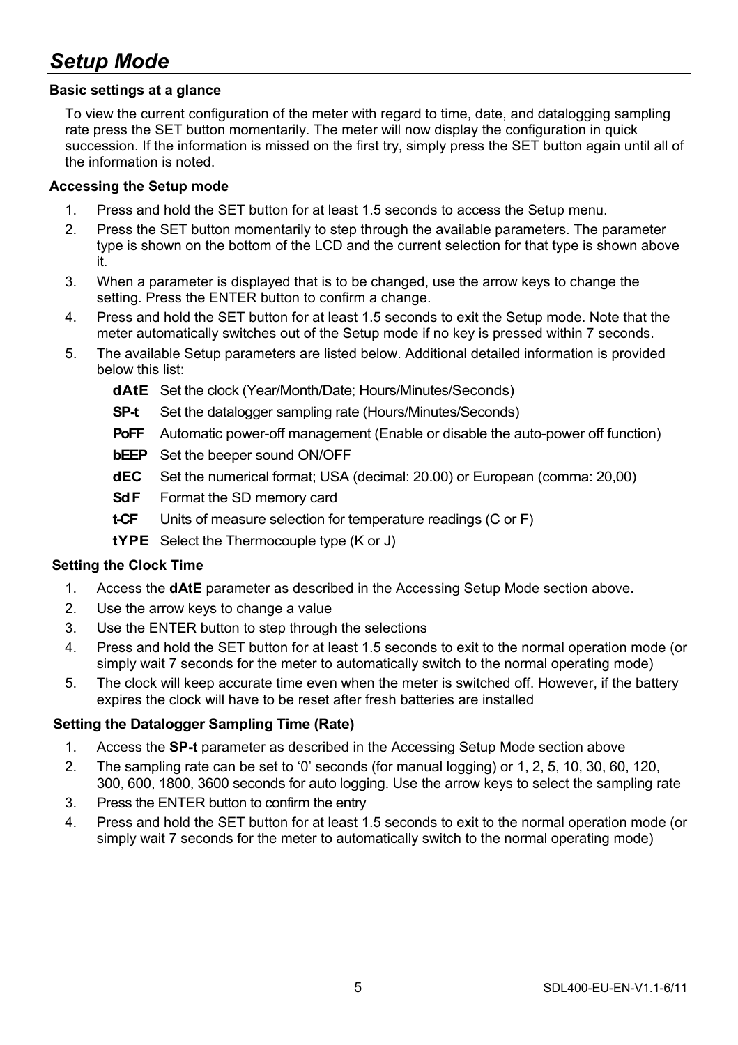## *Setup Mode*

### Basic settings at a glance

To view the current configuration of the meter with regard to time, date, and datalogging sampling rate press the SET button momentarily. The meter will now display the configuration in quick succession. If the information is missed on the first try, simply press the SET button again until all of the information is noted.

### Accessing the Setup mode

1. Press and hold the SET button for at least 1.5 seconds to access the Setup menu.
2. Press the SET button momentarily to step through the available parameters. The parameter type is shown on the bottom of the LCD and the current selection for that type is shown above it.
3. When a parameter is displayed that is to be changed, use the arrow keys to change the setting. Press the ENTER button to confirm a change.
4. Press and hold the SET button for at least 1.5 seconds to exit the Setup mode. Note that the meter automatically switches out of the Setup mode if no key is pressed within 7 seconds.
5. The available Setup parameters are listed below. Additional detailed information is provided below this list:

   **dAtE** Set the clock (Year/Month/Date; Hours/Minutes/Seconds)

   **SP-t** Set the datalogger sampling rate (Hours/Minutes/Seconds)

   **PoFF** Automatic power-off management (Enable or disable the auto-power off function)

   **bEEP** Set the beeper sound ON/OFF

   **dEC** Set the numerical format; USA (decimal: 20.00) or European (comma: 20,00)

   **Sd F** Format the SD memory card

   **t-CF** Units of measure selection for temperature readings (C or F)

   **tYPE** Select the Thermocouple type (K or J)

### Setting the Clock Time

1. Access the **dAtE** parameter as described in the Accessing Setup Mode section above.
2. Use the arrow keys to change a value
3. Use the ENTER button to step through the selections
4. Press and hold the SET button for at least 1.5 seconds to exit to the normal operation mode (or simply wait 7 seconds for the meter to automatically switch to the normal operating mode)
5. The clock will keep accurate time even when the meter is switched off. However, if the battery expires the clock will have to be reset after fresh batteries are installed

### Setting the Datalogger Sampling Time (Rate)

1. Access the **SP-t** parameter as described in the Accessing Setup Mode section above
2. The sampling rate can be set to '0' seconds (for manual logging) or 1, 2, 5, 10, 30, 60, 120, 300, 600, 1800, 3600 seconds for auto logging. Use the arrow keys to select the sampling rate
3. Press the ENTER button to confirm the entry
4. Press and hold the SET button for at least 1.5 seconds to exit to the normal operation mode (or simply wait 7 seconds for the meter to automatically switch to the normal operating mode)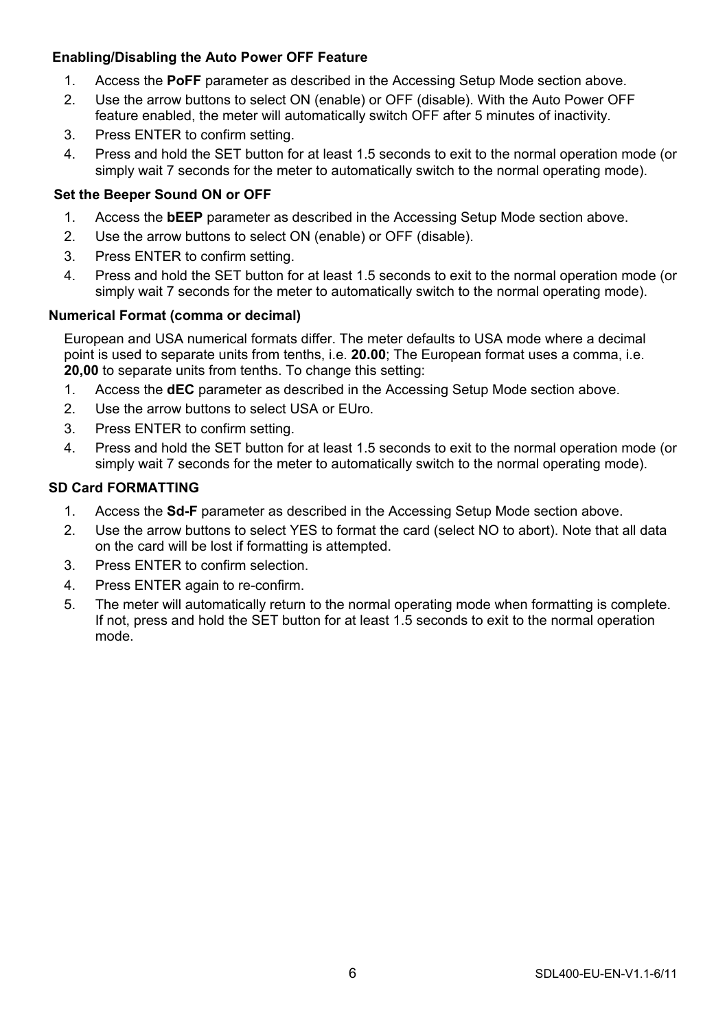### Enabling/Disabling the Auto Power OFF Feature

1. Access the **PoFF** parameter as described in the Accessing Setup Mode section above.
2. Use the arrow buttons to select ON (enable) or OFF (disable). With the Auto Power OFF feature enabled, the meter will automatically switch OFF after 5 minutes of inactivity.
3. Press ENTER to confirm setting.
4. Press and hold the SET button for at least 1.5 seconds to exit to the normal operation mode (or simply wait 7 seconds for the meter to automatically switch to the normal operating mode).

### Set the Beeper Sound ON or OFF

1. Access the **bEEP** parameter as described in the Accessing Setup Mode section above.
2. Use the arrow buttons to select ON (enable) or OFF (disable).
3. Press ENTER to confirm setting.
4. Press and hold the SET button for at least 1.5 seconds to exit to the normal operation mode (or simply wait 7 seconds for the meter to automatically switch to the normal operating mode).

### Numerical Format (comma or decimal)

European and USA numerical formats differ. The meter defaults to USA mode where a decimal point is used to separate units from tenths, i.e. **20.00**; The European format uses a comma, i.e. **20,00** to separate units from tenths. To change this setting:

1. Access the **dEC** parameter as described in the Accessing Setup Mode section above.
2. Use the arrow buttons to select USA or EUro.
3. Press ENTER to confirm setting.
4. Press and hold the SET button for at least 1.5 seconds to exit to the normal operation mode (or simply wait 7 seconds for the meter to automatically switch to the normal operating mode).

### SD Card FORMATTING

1. Access the **Sd-F** parameter as described in the Accessing Setup Mode section above.
2. Use the arrow buttons to select YES to format the card (select NO to abort). Note that all data on the card will be lost if formatting is attempted.
3. Press ENTER to confirm selection.
4. Press ENTER again to re-confirm.
5. The meter will automatically return to the normal operating mode when formatting is complete. If not, press and hold the SET button for at least 1.5 seconds to exit to the normal operation mode.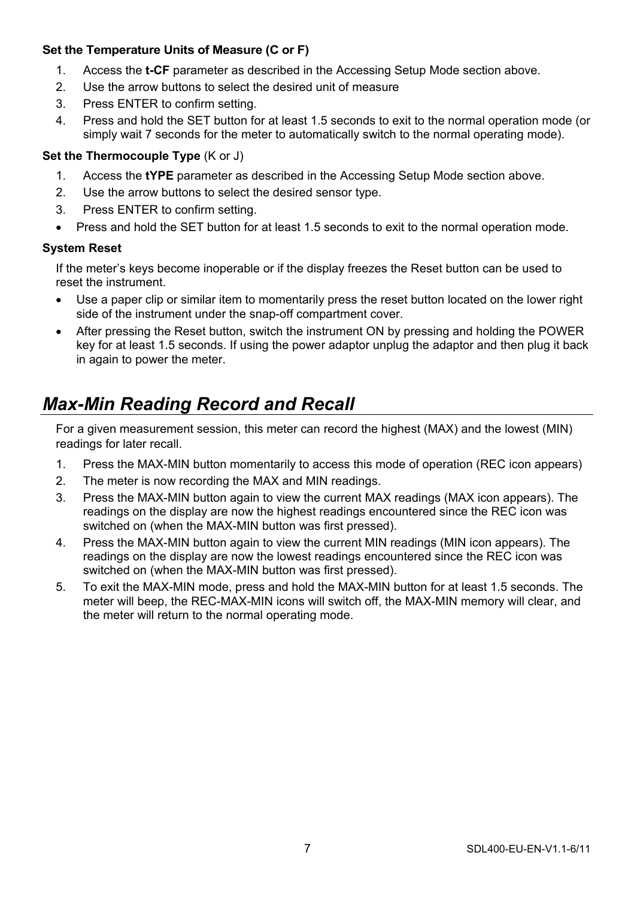**Set the Temperature Units of Measure (C or F)**

1. Access the **t-CF** parameter as described in the Accessing Setup Mode section above.
2. Use the arrow buttons to select the desired unit of measure
3. Press ENTER to confirm setting.
4. Press and hold the SET button for at least 1.5 seconds to exit to the normal operation mode (or simply wait 7 seconds for the meter to automatically switch to the normal operating mode).

**Set the Thermocouple Type** (K or J)

1. Access the **tYPE** parameter as described in the Accessing Setup Mode section above.
2. Use the arrow buttons to select the desired sensor type.
3. Press ENTER to confirm setting.

- Press and hold the SET button for at least 1.5 seconds to exit to the normal operation mode.

**System Reset**

If the meter's keys become inoperable or if the display freezes the Reset button can be used to reset the instrument.

- Use a paper clip or similar item to momentarily press the reset button located on the lower right side of the instrument under the snap-off compartment cover.
- After pressing the Reset button, switch the instrument ON by pressing and holding the POWER key for at least 1.5 seconds. If using the power adaptor unplug the adaptor and then plug it back in again to power the meter.

## *Max-Min Reading Record and Recall*

For a given measurement session, this meter can record the highest (MAX) and the lowest (MIN) readings for later recall.

1. Press the MAX-MIN button momentarily to access this mode of operation (REC icon appears)
2. The meter is now recording the MAX and MIN readings.
3. Press the MAX-MIN button again to view the current MAX readings (MAX icon appears). The readings on the display are now the highest readings encountered since the REC icon was switched on (when the MAX-MIN button was first pressed).
4. Press the MAX-MIN button again to view the current MIN readings (MIN icon appears). The readings on the display are now the lowest readings encountered since the REC icon was switched on (when the MAX-MIN button was first pressed).
5. To exit the MAX-MIN mode, press and hold the MAX-MIN button for at least 1.5 seconds. The meter will beep, the REC-MAX-MIN icons will switch off, the MAX-MIN memory will clear, and the meter will return to the normal operating mode.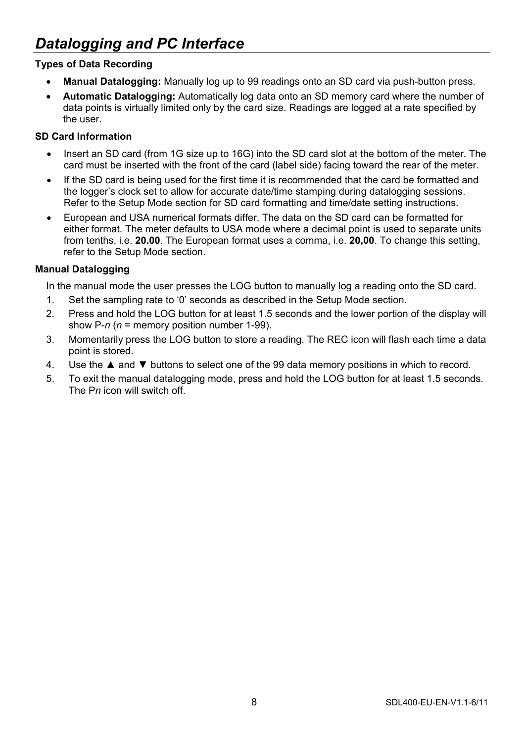# *Datalogging and PC Interface*

**Types of Data Recording**

- **Manual Datalogging:** Manually log up to 99 readings onto an SD card via push-button press.
- **Automatic Datalogging:** Automatically log data onto an SD memory card where the number of data points is virtually limited only by the card size. Readings are logged at a rate specified by the user.

**SD Card Information**

- Insert an SD card (from 1G size up to 16G) into the SD card slot at the bottom of the meter. The card must be inserted with the front of the card (label side) facing toward the rear of the meter.
- If the SD card is being used for the first time it is recommended that the card be formatted and the logger's clock set to allow for accurate date/time stamping during datalogging sessions. Refer to the Setup Mode section for SD card formatting and time/date setting instructions.
- European and USA numerical formats differ. The data on the SD card can be formatted for either format. The meter defaults to USA mode where a decimal point is used to separate units from tenths, i.e. **20.00**. The European format uses a comma, i.e. **20,00**. To change this setting, refer to the Setup Mode section.

**Manual Datalogging**

In the manual mode the user presses the LOG button to manually log a reading onto the SD card.

1. Set the sampling rate to '0' seconds as described in the Setup Mode section.
2. Press and hold the LOG button for at least 1.5 seconds and the lower portion of the display will show P-*n* (*n* = memory position number 1-99).
3. Momentarily press the LOG button to store a reading. The REC icon will flash each time a data point is stored.
4. Use the ▲ and ▼ buttons to select one of the 99 data memory positions in which to record.
5. To exit the manual datalogging mode, press and hold the LOG button for at least 1.5 seconds. The P*n* icon will switch off.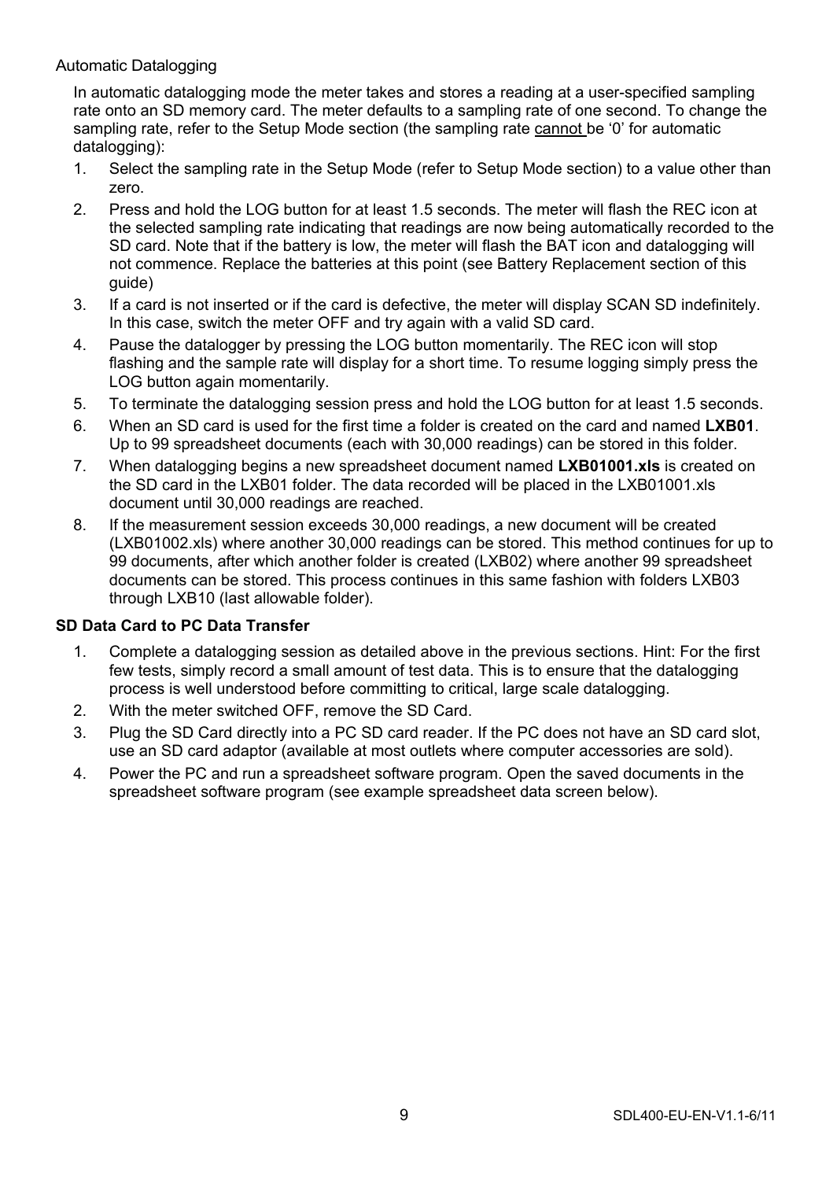### Automatic Datalogging

In automatic datalogging mode the meter takes and stores a reading at a user-specified sampling rate onto an SD memory card. The meter defaults to a sampling rate of one second. To change the sampling rate, refer to the Setup Mode section (the sampling rate cannot be '0' for automatic datalogging):

1. Select the sampling rate in the Setup Mode (refer to Setup Mode section) to a value other than zero.
2. Press and hold the LOG button for at least 1.5 seconds. The meter will flash the REC icon at the selected sampling rate indicating that readings are now being automatically recorded to the SD card. Note that if the battery is low, the meter will flash the BAT icon and datalogging will not commence. Replace the batteries at this point (see Battery Replacement section of this guide)
3. If a card is not inserted or if the card is defective, the meter will display SCAN SD indefinitely. In this case, switch the meter OFF and try again with a valid SD card.
4. Pause the datalogger by pressing the LOG button momentarily. The REC icon will stop flashing and the sample rate will display for a short time. To resume logging simply press the LOG button again momentarily.
5. To terminate the datalogging session press and hold the LOG button for at least 1.5 seconds.
6. When an SD card is used for the first time a folder is created on the card and named **LXB01**. Up to 99 spreadsheet documents (each with 30,000 readings) can be stored in this folder.
7. When datalogging begins a new spreadsheet document named **LXB01001.xls** is created on the SD card in the LXB01 folder. The data recorded will be placed in the LXB01001.xls document until 30,000 readings are reached.
8. If the measurement session exceeds 30,000 readings, a new document will be created (LXB01002.xls) where another 30,000 readings can be stored. This method continues for up to 99 documents, after which another folder is created (LXB02) where another 99 spreadsheet documents can be stored. This process continues in this same fashion with folders LXB03 through LXB10 (last allowable folder).

### SD Data Card to PC Data Transfer

1. Complete a datalogging session as detailed above in the previous sections. Hint: For the first few tests, simply record a small amount of test data. This is to ensure that the datalogging process is well understood before committing to critical, large scale datalogging.
2. With the meter switched OFF, remove the SD Card.
3. Plug the SD Card directly into a PC SD card reader. If the PC does not have an SD card slot, use an SD card adaptor (available at most outlets where computer accessories are sold).
4. Power the PC and run a spreadsheet software program. Open the saved documents in the spreadsheet software program (see example spreadsheet data screen below).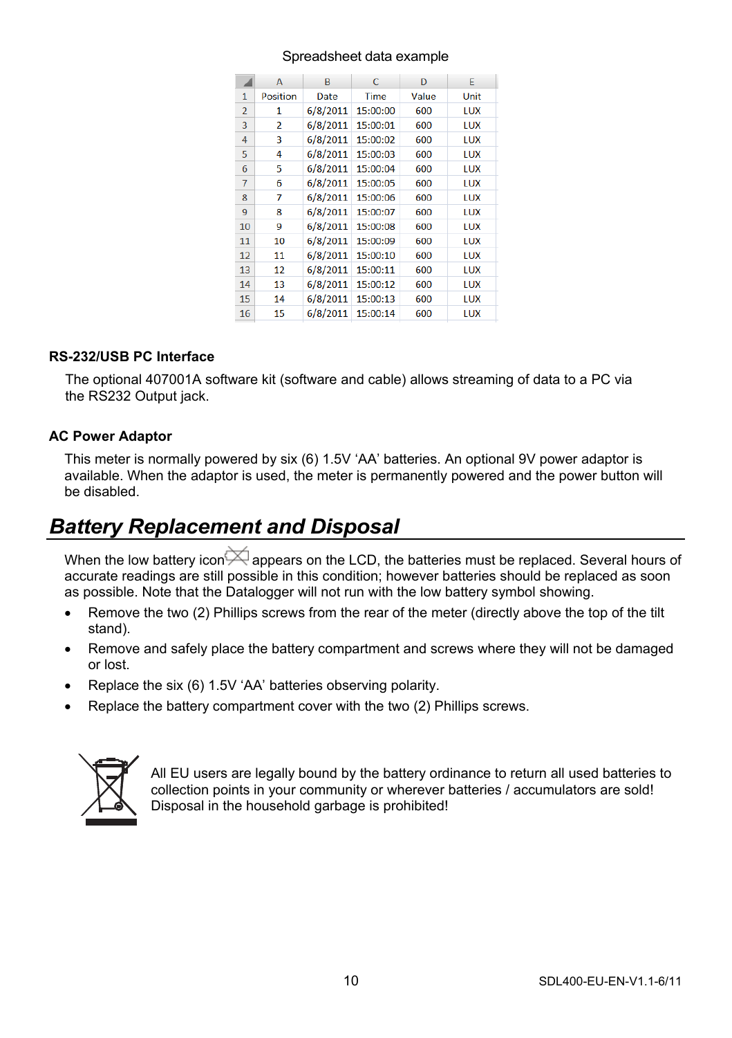Spreadsheet data example

| Position | Date | Time | Value | Unit |
|---|---|---|---|---|
| 1 | 6/8/2011 | 15:00:00 | 600 | LUX |
| 2 | 6/8/2011 | 15:00:01 | 600 | LUX |
| 3 | 6/8/2011 | 15:00:02 | 600 | LUX |
| 4 | 6/8/2011 | 15:00:03 | 600 | LUX |
| 5 | 6/8/2011 | 15:00:04 | 600 | LUX |
| 6 | 6/8/2011 | 15:00:05 | 600 | LUX |
| 7 | 6/8/2011 | 15:00:06 | 600 | LUX |
| 8 | 6/8/2011 | 15:00:07 | 600 | LUX |
| 9 | 6/8/2011 | 15:00:08 | 600 | LUX |
| 10 | 6/8/2011 | 15:00:09 | 600 | LUX |
| 11 | 6/8/2011 | 15:00:10 | 600 | LUX |
| 12 | 6/8/2011 | 15:00:11 | 600 | LUX |
| 13 | 6/8/2011 | 15:00:12 | 600 | LUX |
| 14 | 6/8/2011 | 15:00:13 | 600 | LUX |
| 15 | 6/8/2011 | 15:00:14 | 600 | LUX |

### RS-232/USB PC Interface

The optional 407001A software kit (software and cable) allows streaming of data to a PC via the RS232 Output jack.

### AC Power Adaptor

This meter is normally powered by six (6) 1.5V ‘AA’ batteries. An optional 9V power adaptor is available. When the adaptor is used, the meter is permanently powered and the power button will be disabled.

## *Battery Replacement and Disposal*

When the low battery icon appears on the LCD, the batteries must be replaced. Several hours of accurate readings are still possible in this condition; however batteries should be replaced as soon as possible. Note that the Datalogger will not run with the low battery symbol showing.

- Remove the two (2) Phillips screws from the rear of the meter (directly above the top of the tilt stand).
- Remove and safely place the battery compartment and screws where they will not be damaged or lost.
- Replace the six (6) 1.5V ‘AA’ batteries observing polarity.
- Replace the battery compartment cover with the two (2) Phillips screws.

All EU users are legally bound by the battery ordinance to return all used batteries to collection points in your community or wherever batteries / accumulators are sold! Disposal in the household garbage is prohibited!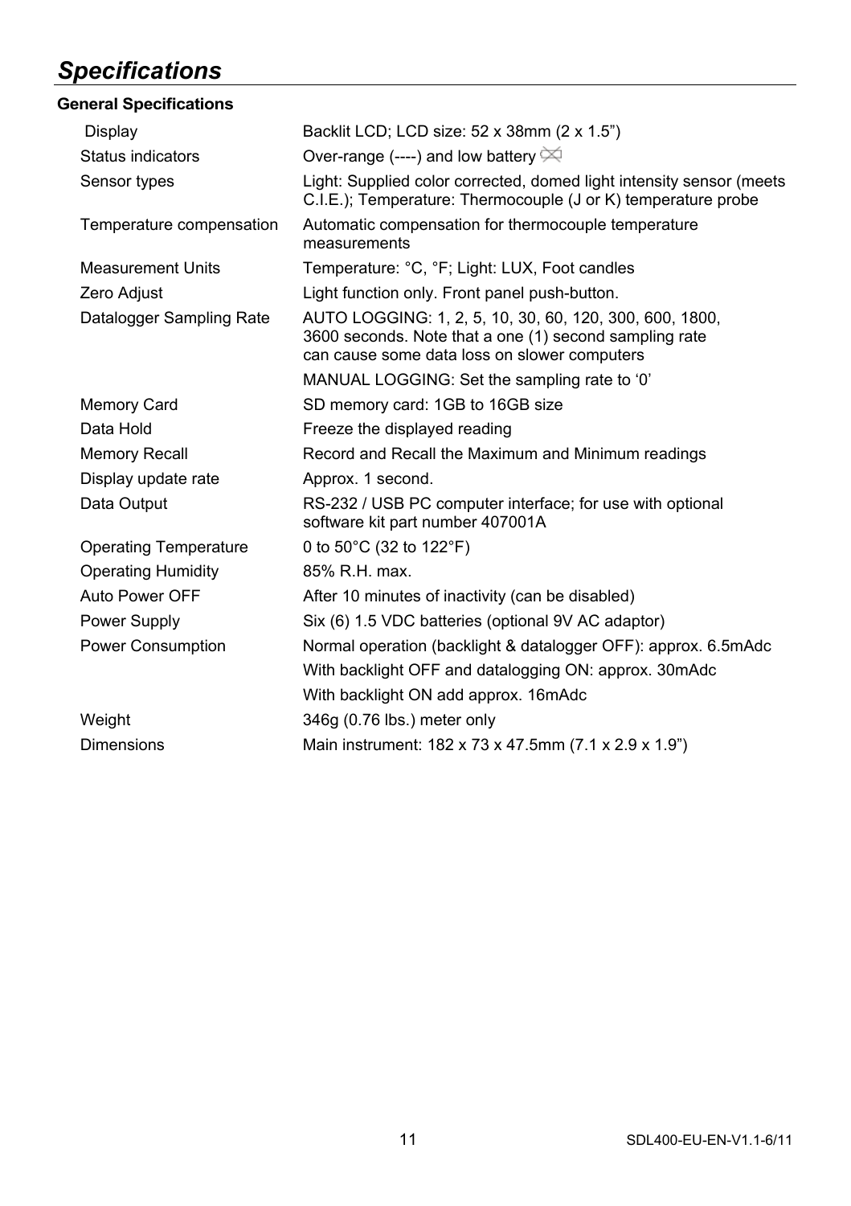# *Specifications*

### General Specifications

| | |
|---|---|
| Display | Backlit LCD; LCD size: 52 x 38mm (2 x 1.5") |
| Status indicators | Over-range (----) and low battery |
| Sensor types | Light: Supplied color corrected, domed light intensity sensor (meets C.I.E.); Temperature: Thermocouple (J or K) temperature probe |
| Temperature compensation | Automatic compensation for thermocouple temperature measurements |
| Measurement Units | Temperature: °C, °F; Light: LUX, Foot candles |
| Zero Adjust | Light function only. Front panel push-button. |
| Datalogger Sampling Rate | AUTO LOGGING: 1, 2, 5, 10, 30, 60, 120, 300, 600, 1800, 3600 seconds. Note that a one (1) second sampling rate can cause some data loss on slower computers |
| | MANUAL LOGGING: Set the sampling rate to '0' |
| Memory Card | SD memory card: 1GB to 16GB size |
| Data Hold | Freeze the displayed reading |
| Memory Recall | Record and Recall the Maximum and Minimum readings |
| Display update rate | Approx. 1 second. |
| Data Output | RS-232 / USB PC computer interface; for use with optional software kit part number 407001A |
| Operating Temperature | 0 to 50°C (32 to 122°F) |
| Operating Humidity | 85% R.H. max. |
| Auto Power OFF | After 10 minutes of inactivity (can be disabled) |
| Power Supply | Six (6) 1.5 VDC batteries (optional 9V AC adaptor) |
| Power Consumption | Normal operation (backlight & datalogger OFF): approx. 6.5mAdc |
| | With backlight OFF and datalogging ON: approx. 30mAdc |
| | With backlight ON add approx. 16mAdc |
| Weight | 346g (0.76 lbs.) meter only |
| Dimensions | Main instrument: 182 x 73 x 47.5mm (7.1 x 2.9 x 1.9") |

SDL400-EU-EN-V1.1-6/11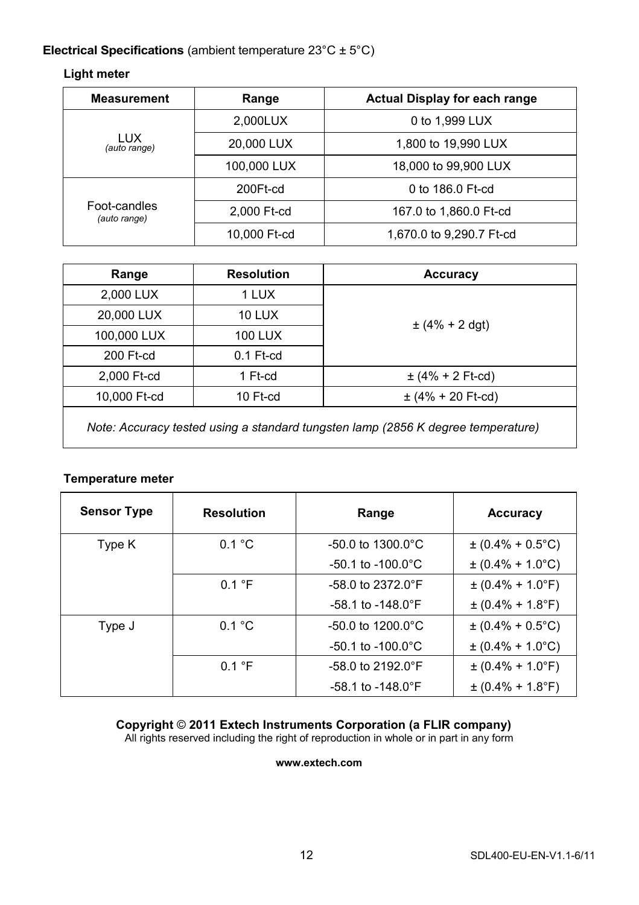**Electrical Specifications** (ambient temperature 23°C ± 5°C)

**Light meter**

| Measurement | Range | Actual Display for each range |
|---|---|---|
| LUX *(auto range)* | 2,000LUX | 0 to 1,999 LUX |
| | 20,000 LUX | 1,800 to 19,990 LUX |
| | 100,000 LUX | 18,000 to 99,900 LUX |
| Foot-candles *(auto range)* | 200Ft-cd | 0 to 186.0 Ft-cd |
| | 2,000 Ft-cd | 167.0 to 1,860.0 Ft-cd |
| | 10,000 Ft-cd | 1,670.0 to 9,290.7 Ft-cd |

| Range | Resolution | Accuracy |
|---|---|---|
| 2,000 LUX | 1 LUX | ± (4% + 2 dgt) |
| 20,000 LUX | 10 LUX | |
| 100,000 LUX | 100 LUX | |
| 200 Ft-cd | 0.1 Ft-cd | |
| 2,000 Ft-cd | 1 Ft-cd | ± (4% + 2 Ft-cd) |
| 10,000 Ft-cd | 10 Ft-cd | ± (4% + 20 Ft-cd) |

*Note: Accuracy tested using a standard tungsten lamp (2856 K degree temperature)*

**Temperature meter**

| Sensor Type | Resolution | Range | Accuracy |
|---|---|---|---|
| Type K | 0.1 °C | -50.0 to 1300.0°C | ± (0.4% + 0.5°C) |
| | | -50.1 to -100.0°C | ± (0.4% + 1.0°C) |
| | 0.1 °F | -58.0 to 2372.0°F | ± (0.4% + 1.0°F) |
| | | -58.1 to -148.0°F | ± (0.4% + 1.8°F) |
| Type J | 0.1 °C | -50.0 to 1200.0°C | ± (0.4% + 0.5°C) |
| | | -50.1 to -100.0°C | ± (0.4% + 1.0°C) |
| | 0.1 °F | -58.0 to 2192.0°F | ± (0.4% + 1.0°F) |
| | | -58.1 to -148.0°F | ± (0.4% + 1.8°F) |

**Copyright © 2011 Extech Instruments Corporation (a FLIR company)**
All rights reserved including the right of reproduction in whole or in part in any form

**www.extech.com**

SDL400-EU-EN-V1.1-6/11